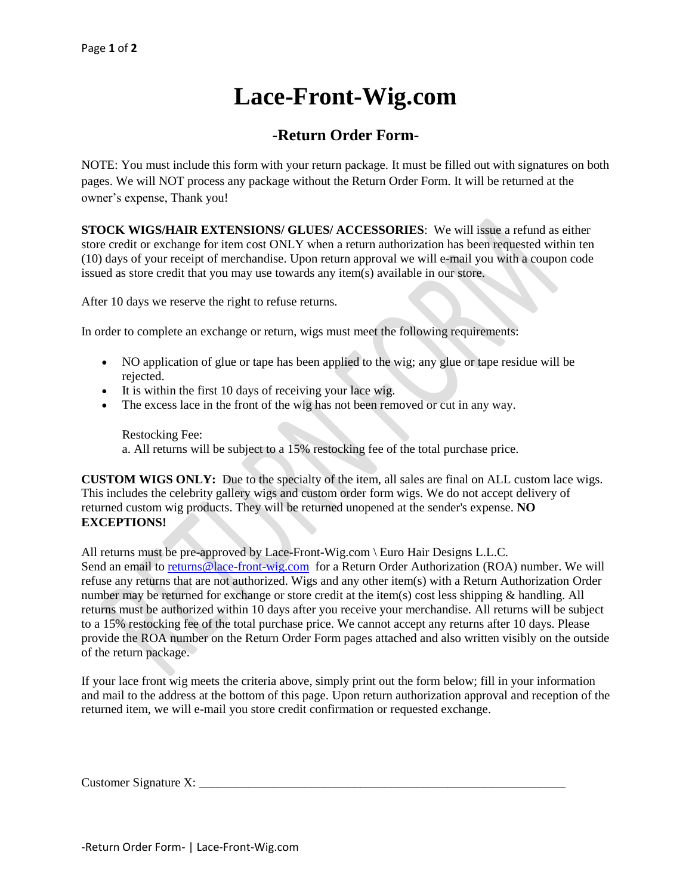# Lace-Front-Wig.com

## -Return Order Form-

NOTE: You must include this form with your return package. It must be filled out with signatures on both pages. We will NOT process any package without the Return Order Form. It will be returned at the owner's expense, Thank you!

**STOCK WIGS/HAIR EXTENSIONS/ GLUES/ ACCESSORIES**: We will issue a refund as either store credit or exchange for item cost ONLY when a return authorization has been requested within ten (10) days of your receipt of merchandise. Upon return approval we will e-mail you with a coupon code issued as store credit that you may use towards any item(s) available in our store.

After 10 days we reserve the right to refuse returns.

In order to complete an exchange or return, wigs must meet the following requirements:

- NO application of glue or tape has been applied to the wig; any glue or tape residue will be rejected.
- It is within the first 10 days of receiving your lace wig.
- The excess lace in the front of the wig has not been removed or cut in any way.

Restocking Fee:
a. All returns will be subject to a 15% restocking fee of the total purchase price.

**CUSTOM WIGS ONLY:** Due to the specialty of the item, all sales are final on ALL custom lace wigs. This includes the celebrity gallery wigs and custom order form wigs. We do not accept delivery of returned custom wig products. They will be returned unopened at the sender's expense. **NO EXCEPTIONS!**

All returns must be pre-approved by Lace-Front-Wig.com \ Euro Hair Designs L.L.C.
Send an email to returns@lace-front-wig.com for a Return Order Authorization (ROA) number. We will refuse any returns that are not authorized. Wigs and any other item(s) with a Return Authorization Order number may be returned for exchange or store credit at the item(s) cost less shipping & handling. All returns must be authorized within 10 days after you receive your merchandise. All returns will be subject to a 15% restocking fee of the total purchase price. We cannot accept any returns after 10 days. Please provide the ROA number on the Return Order Form pages attached and also written visibly on the outside of the return package.

If your lace front wig meets the criteria above, simply print out the form below; fill in your information and mail to the address at the bottom of this page. Upon return authorization approval and reception of the returned item, we will e-mail you store credit confirmation or requested exchange.

Customer Signature X: ____________________________________________________________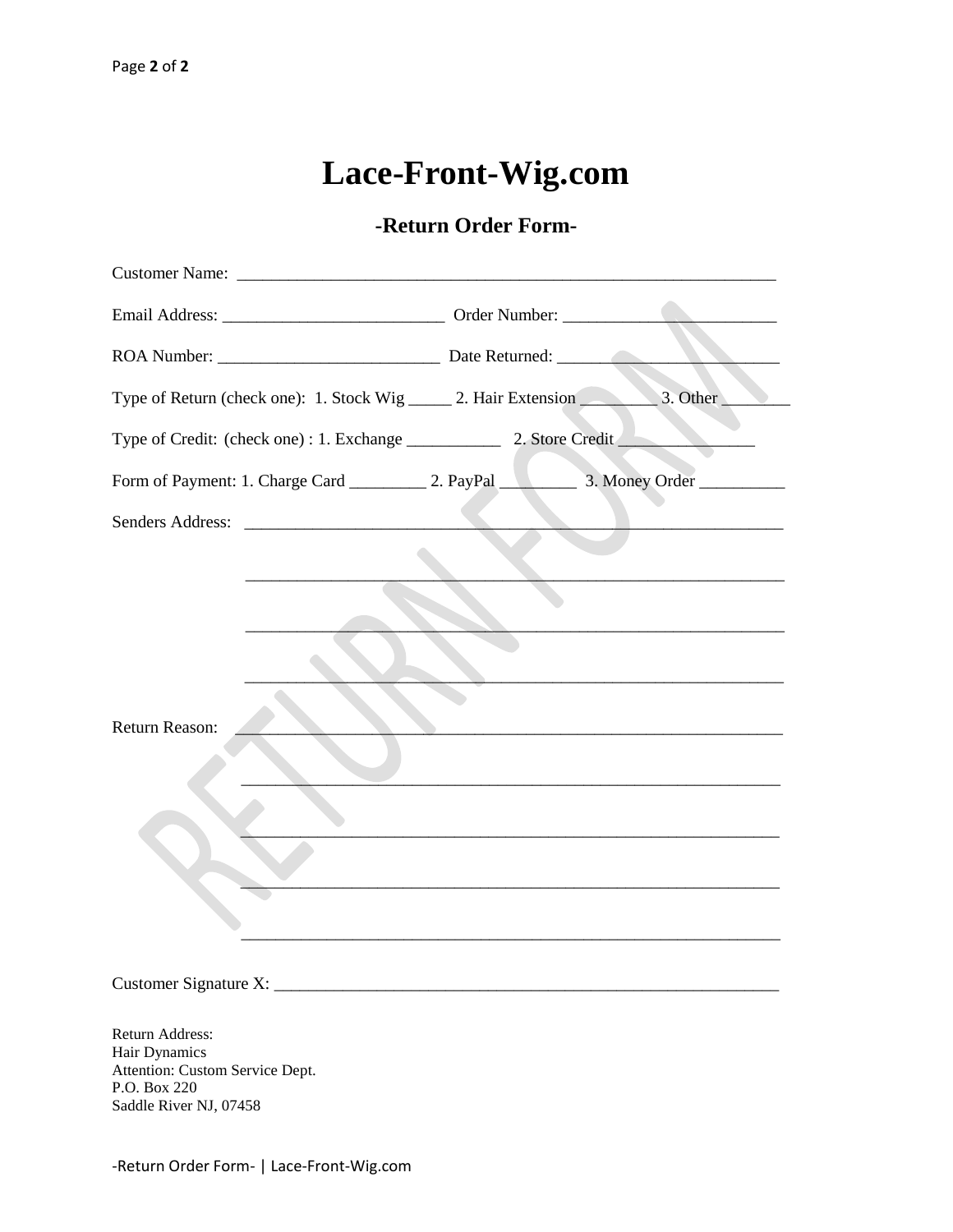# Lace-Front-Wig.com

## -Return Order Form-

Customer Name: ______________________________________________________________

Email Address: _________________________ Order Number: ________________________

ROA Number: _________________________ Date Returned: __________________________

Type of Return (check one): 1. Stock Wig _____ 2. Hair Extension _________ 3. Other ________

Type of Credit: (check one) : 1. Exchange ___________ 2. Store Credit _______________

Form of Payment: 1. Charge Card _________ 2. PayPal _________ 3. Money Order __________

Senders Address: _____________________________________________________________

_____________________________________________________________

_____________________________________________________________

_____________________________________________________________

Return Reason: _______________________________________________________________

_____________________________________________________________

_____________________________________________________________

_____________________________________________________________

_____________________________________________________________

Customer Signature X: __________________________________________________________

Return Address:
Hair Dynamics
Attention: Custom Service Dept.
P.O. Box 220
Saddle River NJ, 07458